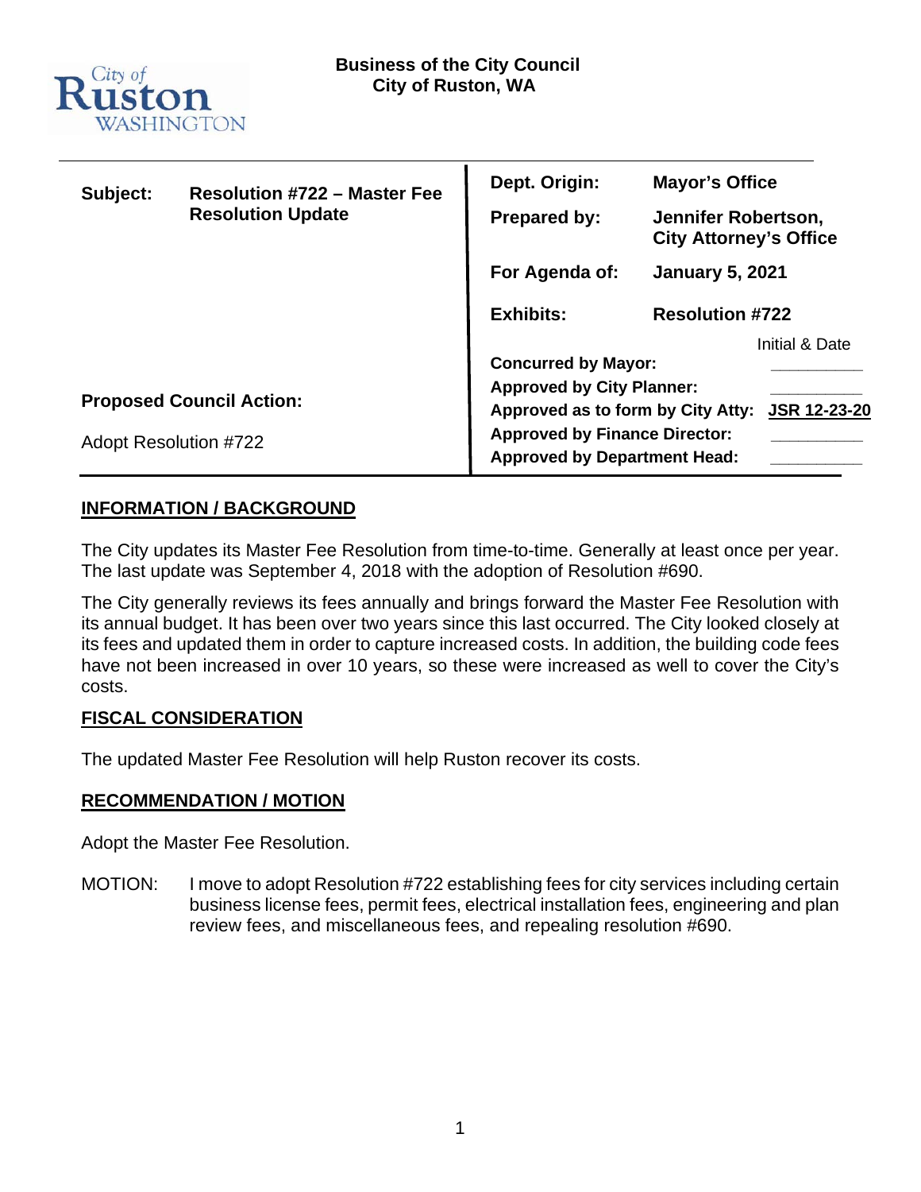City of Ruston WASHINGTON

**Business of the City Council**
**City of Ruston, WA**

| | | | |
|---|---|---|---|
| **Subject:** | **Resolution #722 – Master Fee Resolution Update** | **Dept. Origin:** | **Mayor's Office** |
| | | **Prepared by:** | **Jennifer Robertson, City Attorney's Office** |
| | | **For Agenda of:** | **January 5, 2021** |
| | | **Exhibits:** | **Resolution #722** |
| | | | Initial & Date |
| | | **Concurred by Mayor:** | _________ |
| **Proposed Council Action:** | | **Approved by City Planner:** | _________ |
| | | **Approved as to form by City Atty:** | **JSR 12-23-20** |
| Adopt Resolution #722 | | **Approved by Finance Director:** | _________ |
| | | **Approved by Department Head:** | _________ |

## INFORMATION / BACKGROUND

The City updates its Master Fee Resolution from time-to-time. Generally at least once per year. The last update was September 4, 2018 with the adoption of Resolution #690.

The City generally reviews its fees annually and brings forward the Master Fee Resolution with its annual budget. It has been over two years since this last occurred. The City looked closely at its fees and updated them in order to capture increased costs. In addition, the building code fees have not been increased in over 10 years, so these were increased as well to cover the City's costs.

## FISCAL CONSIDERATION

The updated Master Fee Resolution will help Ruston recover its costs.

## RECOMMENDATION / MOTION

Adopt the Master Fee Resolution.

MOTION: I move to adopt Resolution #722 establishing fees for city services including certain business license fees, permit fees, electrical installation fees, engineering and plan review fees, and miscellaneous fees, and repealing resolution #690.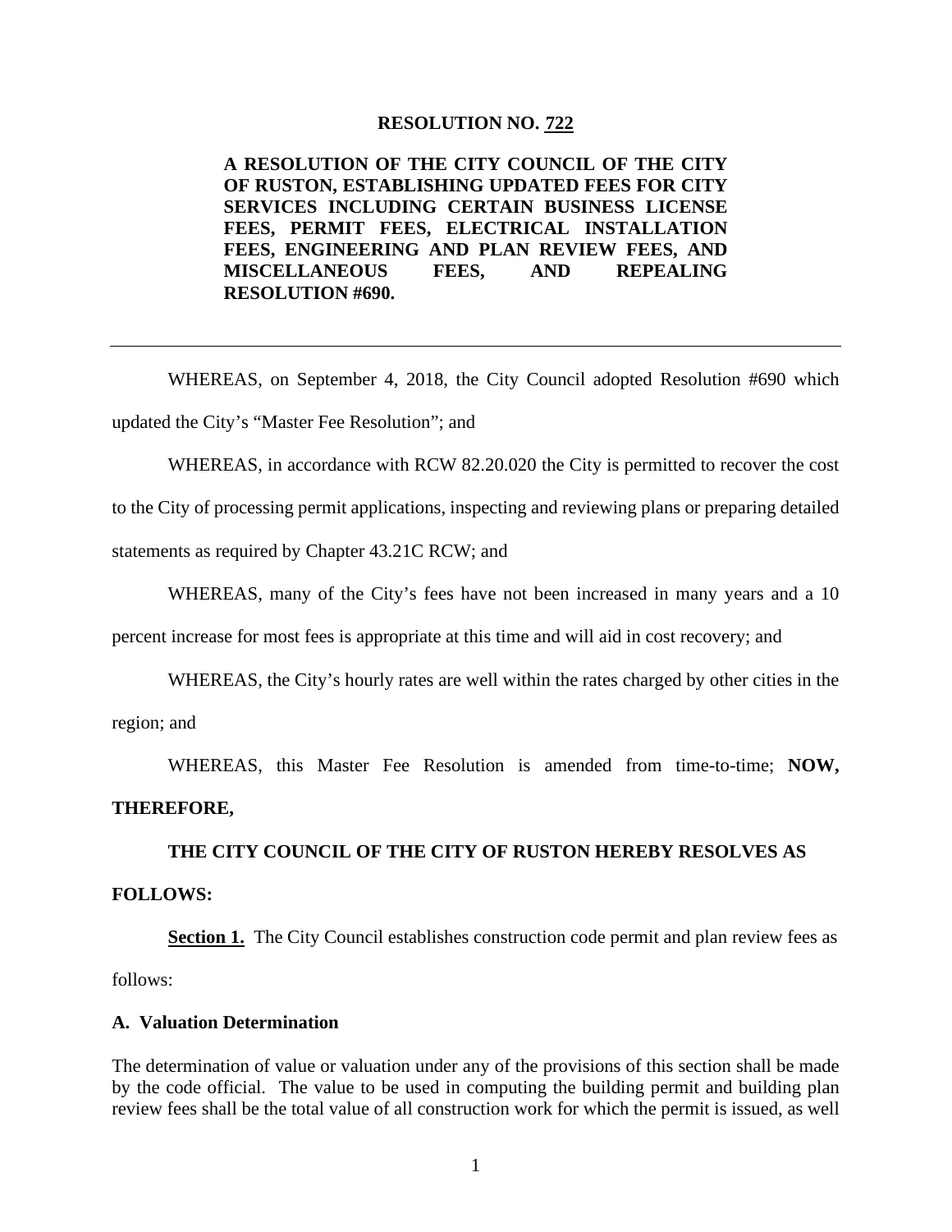**RESOLUTION NO. 722**

**A RESOLUTION OF THE CITY COUNCIL OF THE CITY OF RUSTON, ESTABLISHING UPDATED FEES FOR CITY SERVICES INCLUDING CERTAIN BUSINESS LICENSE FEES, PERMIT FEES, ELECTRICAL INSTALLATION FEES, ENGINEERING AND PLAN REVIEW FEES, AND MISCELLANEOUS FEES, AND REPEALING RESOLUTION #690.**

---

WHEREAS, on September 4, 2018, the City Council adopted Resolution #690 which updated the City's "Master Fee Resolution"; and

WHEREAS, in accordance with RCW 82.20.020 the City is permitted to recover the cost to the City of processing permit applications, inspecting and reviewing plans or preparing detailed statements as required by Chapter 43.21C RCW; and

WHEREAS, many of the City's fees have not been increased in many years and a 10 percent increase for most fees is appropriate at this time and will aid in cost recovery; and

WHEREAS, the City's hourly rates are well within the rates charged by other cities in the region; and

WHEREAS, this Master Fee Resolution is amended from time-to-time; **NOW, THEREFORE,**

**THE CITY COUNCIL OF THE CITY OF RUSTON HEREBY RESOLVES AS FOLLOWS:**

**Section 1.** The City Council establishes construction code permit and plan review fees as follows:

### A. Valuation Determination

The determination of value or valuation under any of the provisions of this section shall be made by the code official. The value to be used in computing the building permit and building plan review fees shall be the total value of all construction work for which the permit is issued, as well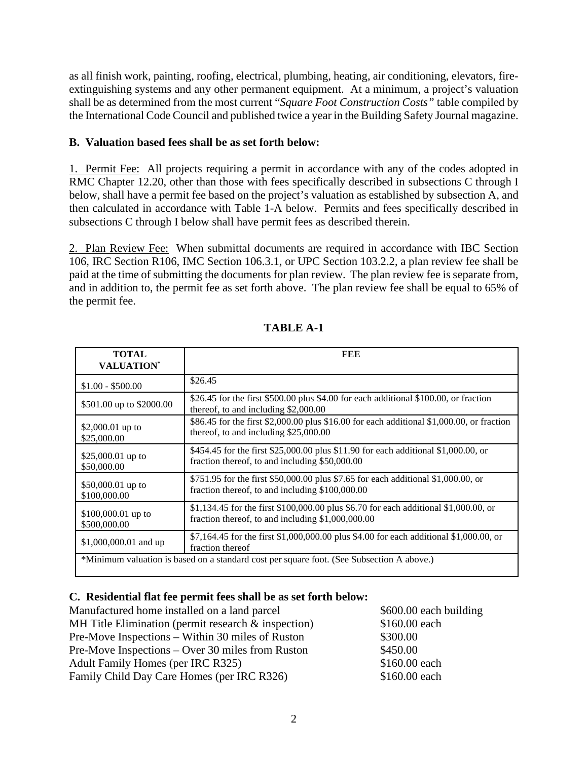as all finish work, painting, roofing, electrical, plumbing, heating, air conditioning, elevators, fire-extinguishing systems and any other permanent equipment. At a minimum, a project's valuation shall be as determined from the most current "*Square Foot Construction Costs"* table compiled by the International Code Council and published twice a year in the Building Safety Journal magazine.

**B. Valuation based fees shall be as set forth below:**

1. Permit Fee: All projects requiring a permit in accordance with any of the codes adopted in RMC Chapter 12.20, other than those with fees specifically described in subsections C through I below, shall have a permit fee based on the project's valuation as established by subsection A, and then calculated in accordance with Table 1-A below. Permits and fees specifically described in subsections C through I below shall have permit fees as described therein.

2. Plan Review Fee: When submittal documents are required in accordance with IBC Section 106, IRC Section R106, IMC Section 106.3.1, or UPC Section 103.2.2, a plan review fee shall be paid at the time of submitting the documents for plan review. The plan review fee is separate from, and in addition to, the permit fee as set forth above. The plan review fee shall be equal to 65% of the permit fee.

**TABLE A-1**

| TOTAL VALUATION* | FEE |
|---|---|
| $1.00 - $500.00 | $26.45 |
| $501.00 up to $2000.00 | $26.45 for the first $500.00 plus $4.00 for each additional $100.00, or fraction thereof, to and including $2,000.00 |
| $2,000.01 up to $25,000.00 | $86.45 for the first $2,000.00 plus $16.00 for each additional $1,000.00, or fraction thereof, to and including $25,000.00 |
| $25,000.01 up to $50,000.00 | $454.45 for the first $25,000.00 plus $11.90 for each additional $1,000.00, or fraction thereof, to and including $50,000.00 |
| $50,000.01 up to $100,000.00 | $751.95 for the first $50,000.00 plus $7.65 for each additional $1,000.00, or fraction thereof, to and including $100,000.00 |
| $100,000.01 up to $500,000.00 | $1,134.45 for the first $100,000.00 plus $6.70 for each additional $1,000.00, or fraction thereof, to and including $1,000,000.00 |
| $1,000,000.01 and up | $7,164.45 for the first $1,000,000.00 plus $4.00 for each additional $1,000.00, or fraction thereof |
| *Minimum valuation is based on a standard cost per square foot. (See Subsection A above.) | |

**C. Residential flat fee permit fees shall be as set forth below:**

| | |
|---|---|
| Manufactured home installed on a land parcel | $600.00 each building |
| MH Title Elimination (permit research & inspection) | $160.00 each |
| Pre-Move Inspections – Within 30 miles of Ruston | $300.00 |
| Pre-Move Inspections – Over 30 miles from Ruston | $450.00 |
| Adult Family Homes (per IRC R325) | $160.00 each |
| Family Child Day Care Homes (per IRC R326) | $160.00 each |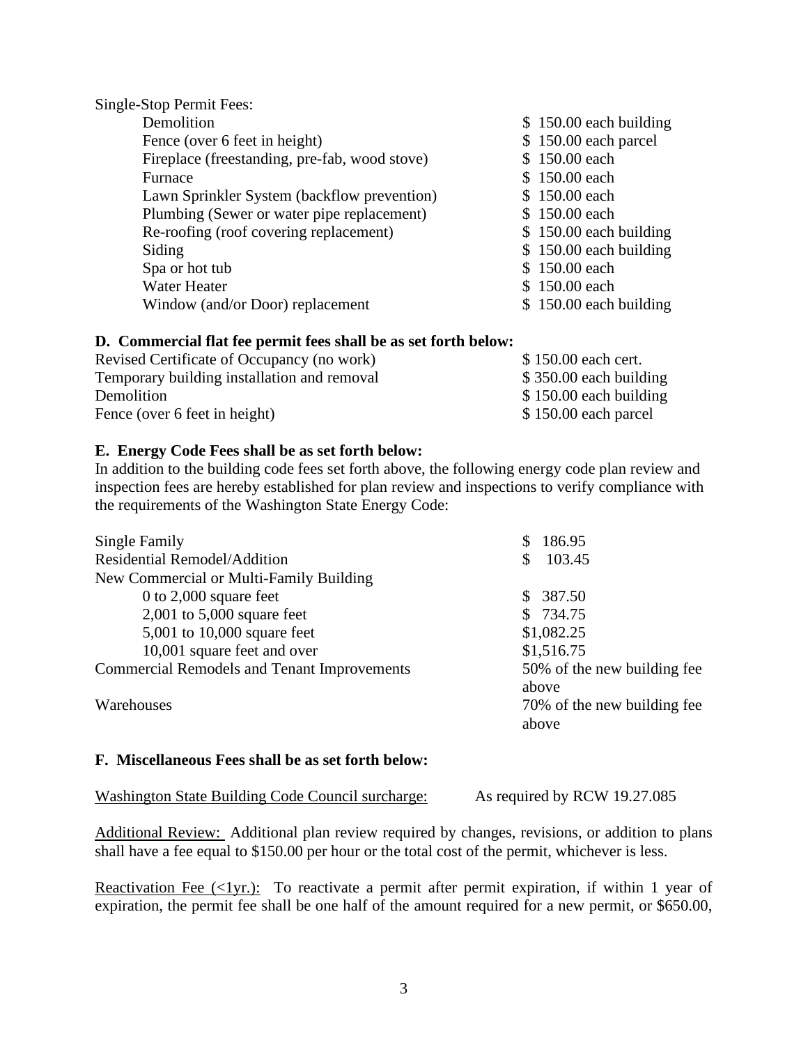Single-Stop Permit Fees:

| | |
|---|---|
| Demolition | $ 150.00 each building |
| Fence (over 6 feet in height) | $ 150.00 each parcel |
| Fireplace (freestanding, pre-fab, wood stove) | $ 150.00 each |
| Furnace | $ 150.00 each |
| Lawn Sprinkler System (backflow prevention) | $ 150.00 each |
| Plumbing (Sewer or water pipe replacement) | $ 150.00 each |
| Re-roofing (roof covering replacement) | $ 150.00 each building |
| Siding | $ 150.00 each building |
| Spa or hot tub | $ 150.00 each |
| Water Heater | $ 150.00 each |
| Window (and/or Door) replacement | $ 150.00 each building |

**D. Commercial flat fee permit fees shall be as set forth below:**

| | |
|---|---|
| Revised Certificate of Occupancy (no work) | $ 150.00 each cert. |
| Temporary building installation and removal | $ 350.00 each building |
| Demolition | $ 150.00 each building |
| Fence (over 6 feet in height) | $ 150.00 each parcel |

**E. Energy Code Fees shall be as set forth below:**

In addition to the building code fees set forth above, the following energy code plan review and inspection fees are hereby established for plan review and inspections to verify compliance with the requirements of the Washington State Energy Code:

| | |
|---|---|
| Single Family | $ 186.95 |
| Residential Remodel/Addition | $ 103.45 |
| New Commercial or Multi-Family Building | |
| 0 to 2,000 square feet | $ 387.50 |
| 2,001 to 5,000 square feet | $ 734.75 |
| 5,001 to 10,000 square feet | $1,082.25 |
| 10,001 square feet and over | $1,516.75 |
| Commercial Remodels and Tenant Improvements | 50% of the new building fee above |
| Warehouses | 70% of the new building fee above |

**F. Miscellaneous Fees shall be as set forth below:**

Washington State Building Code Council surcharge: As required by RCW 19.27.085

Additional Review: Additional plan review required by changes, revisions, or addition to plans shall have a fee equal to $150.00 per hour or the total cost of the permit, whichever is less.

Reactivation Fee (<1yr.): To reactivate a permit after permit expiration, if within 1 year of expiration, the permit fee shall be one half of the amount required for a new permit, or $650.00,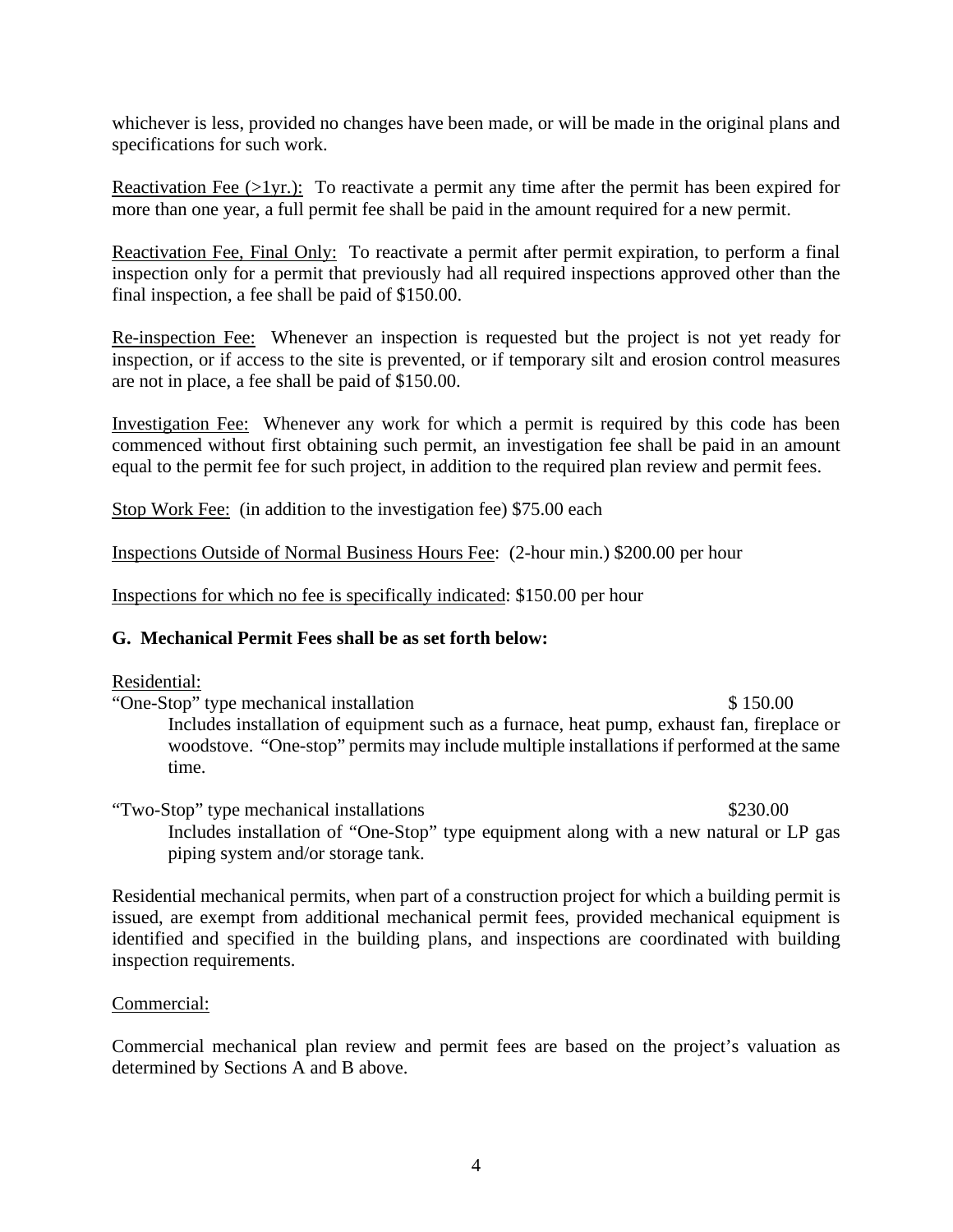whichever is less, provided no changes have been made, or will be made in the original plans and specifications for such work.

Reactivation Fee (>1yr.): To reactivate a permit any time after the permit has been expired for more than one year, a full permit fee shall be paid in the amount required for a new permit.

Reactivation Fee, Final Only: To reactivate a permit after permit expiration, to perform a final inspection only for a permit that previously had all required inspections approved other than the final inspection, a fee shall be paid of $150.00.

Re-inspection Fee: Whenever an inspection is requested but the project is not yet ready for inspection, or if access to the site is prevented, or if temporary silt and erosion control measures are not in place, a fee shall be paid of $150.00.

Investigation Fee: Whenever any work for which a permit is required by this code has been commenced without first obtaining such permit, an investigation fee shall be paid in an amount equal to the permit fee for such project, in addition to the required plan review and permit fees.

Stop Work Fee: (in addition to the investigation fee) $75.00 each

Inspections Outside of Normal Business Hours Fee: (2-hour min.) $200.00 per hour

Inspections for which no fee is specifically indicated: $150.00 per hour

**G. Mechanical Permit Fees shall be as set forth below:**

Residential:

"One-Stop" type mechanical installation $ 150.00

Includes installation of equipment such as a furnace, heat pump, exhaust fan, fireplace or woodstove. "One-stop" permits may include multiple installations if performed at the same time.

"Two-Stop" type mechanical installations $230.00

Includes installation of "One-Stop" type equipment along with a new natural or LP gas piping system and/or storage tank.

Residential mechanical permits, when part of a construction project for which a building permit is issued, are exempt from additional mechanical permit fees, provided mechanical equipment is identified and specified in the building plans, and inspections are coordinated with building inspection requirements.

Commercial:

Commercial mechanical plan review and permit fees are based on the project's valuation as determined by Sections A and B above.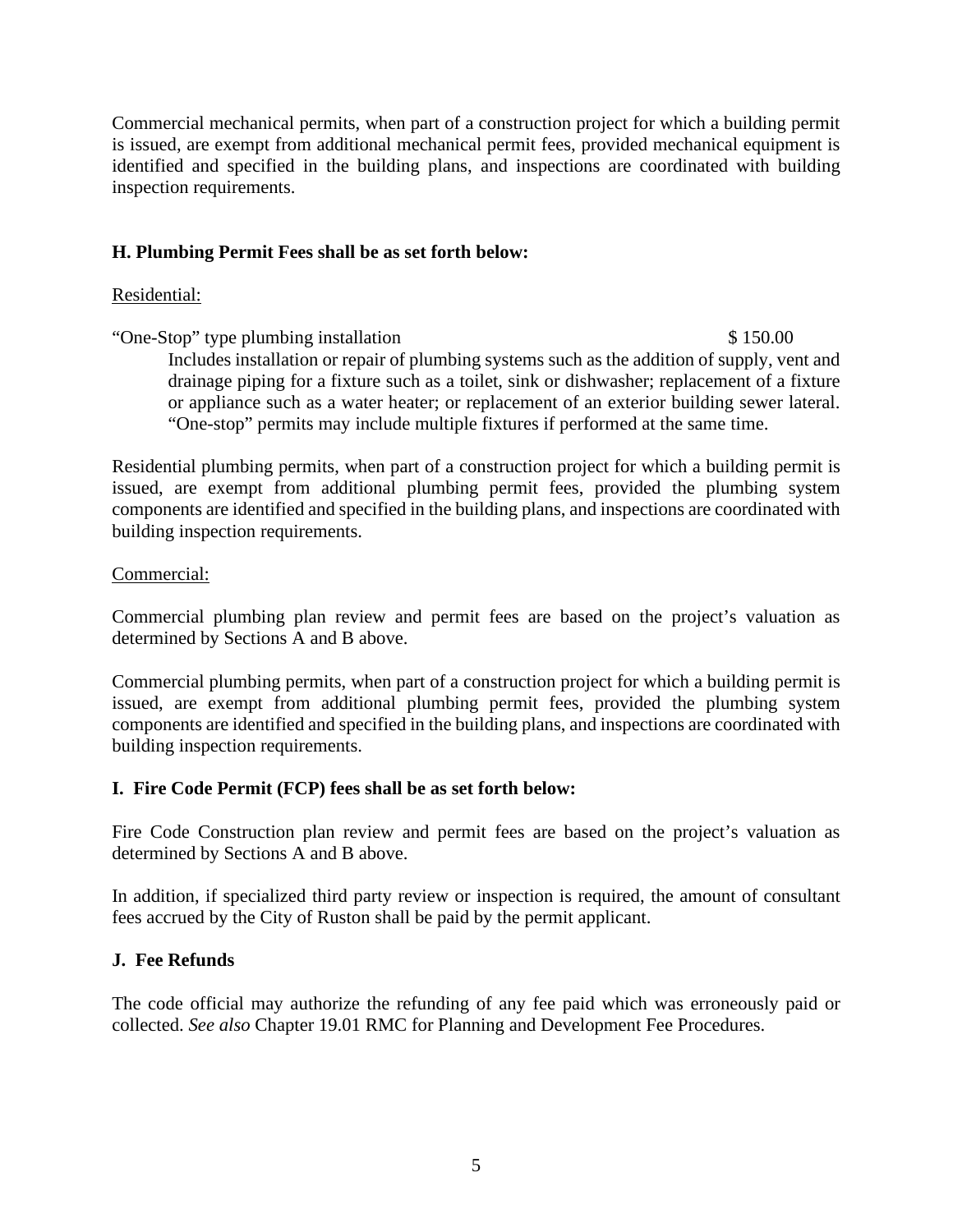Commercial mechanical permits, when part of a construction project for which a building permit is issued, are exempt from additional mechanical permit fees, provided mechanical equipment is identified and specified in the building plans, and inspections are coordinated with building inspection requirements.

**H. Plumbing Permit Fees shall be as set forth below:**

Residential:

"One-Stop" type plumbing installation $ 150.00

Includes installation or repair of plumbing systems such as the addition of supply, vent and drainage piping for a fixture such as a toilet, sink or dishwasher; replacement of a fixture or appliance such as a water heater; or replacement of an exterior building sewer lateral. "One-stop" permits may include multiple fixtures if performed at the same time.

Residential plumbing permits, when part of a construction project for which a building permit is issued, are exempt from additional plumbing permit fees, provided the plumbing system components are identified and specified in the building plans, and inspections are coordinated with building inspection requirements.

Commercial:

Commercial plumbing plan review and permit fees are based on the project's valuation as determined by Sections A and B above.

Commercial plumbing permits, when part of a construction project for which a building permit is issued, are exempt from additional plumbing permit fees, provided the plumbing system components are identified and specified in the building plans, and inspections are coordinated with building inspection requirements.

**I. Fire Code Permit (FCP) fees shall be as set forth below:**

Fire Code Construction plan review and permit fees are based on the project's valuation as determined by Sections A and B above.

In addition, if specialized third party review or inspection is required, the amount of consultant fees accrued by the City of Ruston shall be paid by the permit applicant.

**J. Fee Refunds**

The code official may authorize the refunding of any fee paid which was erroneously paid or collected. *See also* Chapter 19.01 RMC for Planning and Development Fee Procedures.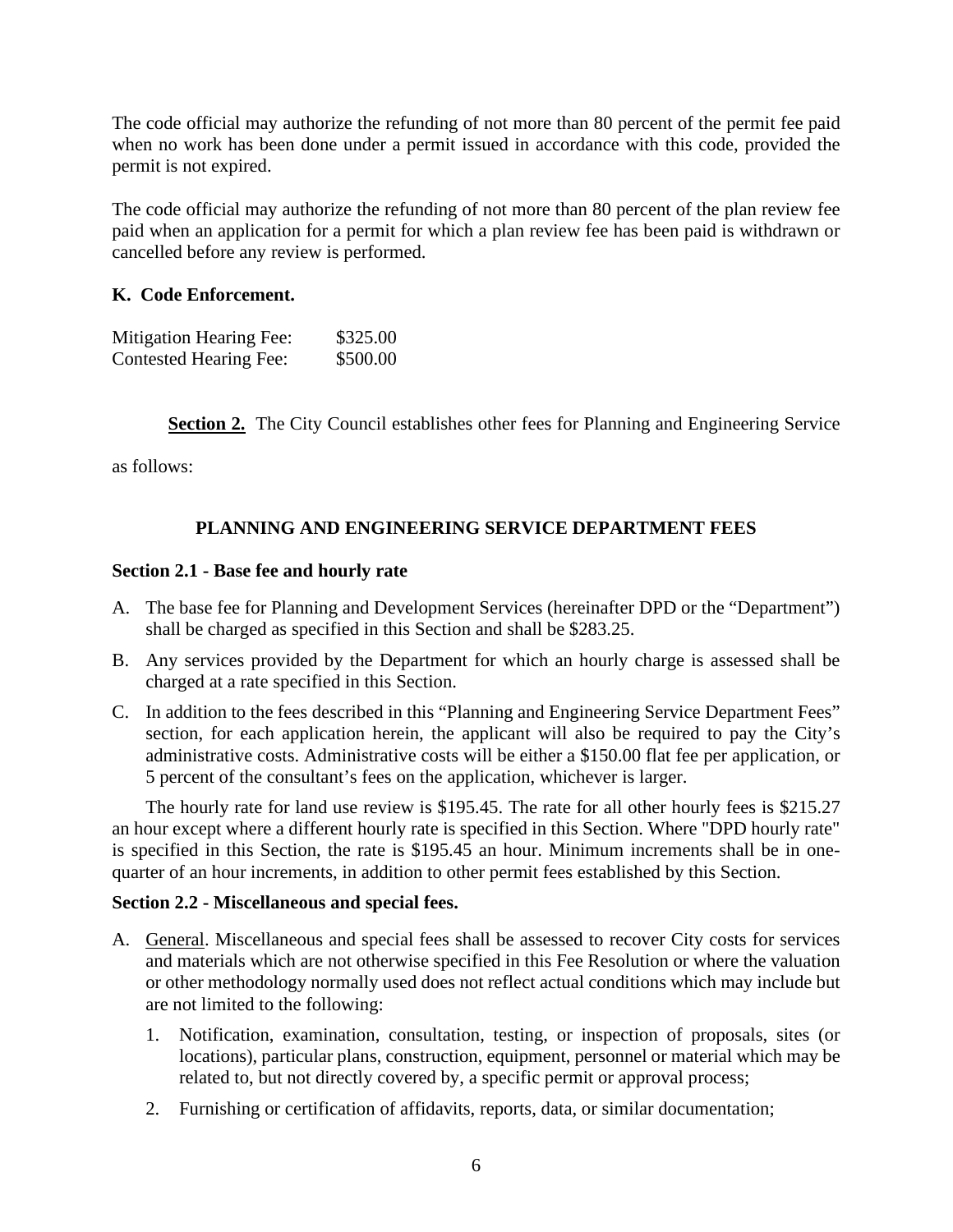The code official may authorize the refunding of not more than 80 percent of the permit fee paid when no work has been done under a permit issued in accordance with this code, provided the permit is not expired.

The code official may authorize the refunding of not more than 80 percent of the plan review fee paid when an application for a permit for which a plan review fee has been paid is withdrawn or cancelled before any review is performed.

**K. Code Enforcement.**

| | |
|---|---|
| Mitigation Hearing Fee: | $325.00 |
| Contested Hearing Fee: | $500.00 |

**Section 2.** The City Council establishes other fees for Planning and Engineering Service as follows:

## PLANNING AND ENGINEERING SERVICE DEPARTMENT FEES

**Section 2.1 - Base fee and hourly rate**

A. The base fee for Planning and Development Services (hereinafter DPD or the "Department") shall be charged as specified in this Section and shall be $283.25.

B. Any services provided by the Department for which an hourly charge is assessed shall be charged at a rate specified in this Section.

C. In addition to the fees described in this "Planning and Engineering Service Department Fees" section, for each application herein, the applicant will also be required to pay the City's administrative costs. Administrative costs will be either a $150.00 flat fee per application, or 5 percent of the consultant's fees on the application, whichever is larger.

The hourly rate for land use review is $195.45. The rate for all other hourly fees is $215.27 an hour except where a different hourly rate is specified in this Section. Where "DPD hourly rate" is specified in this Section, the rate is $195.45 an hour. Minimum increments shall be in one-quarter of an hour increments, in addition to other permit fees established by this Section.

**Section 2.2 - Miscellaneous and special fees.**

A. General. Miscellaneous and special fees shall be assessed to recover City costs for services and materials which are not otherwise specified in this Fee Resolution or where the valuation or other methodology normally used does not reflect actual conditions which may include but are not limited to the following:

   1. Notification, examination, consultation, testing, or inspection of proposals, sites (or locations), particular plans, construction, equipment, personnel or material which may be related to, but not directly covered by, a specific permit or approval process;

   2. Furnishing or certification of affidavits, reports, data, or similar documentation;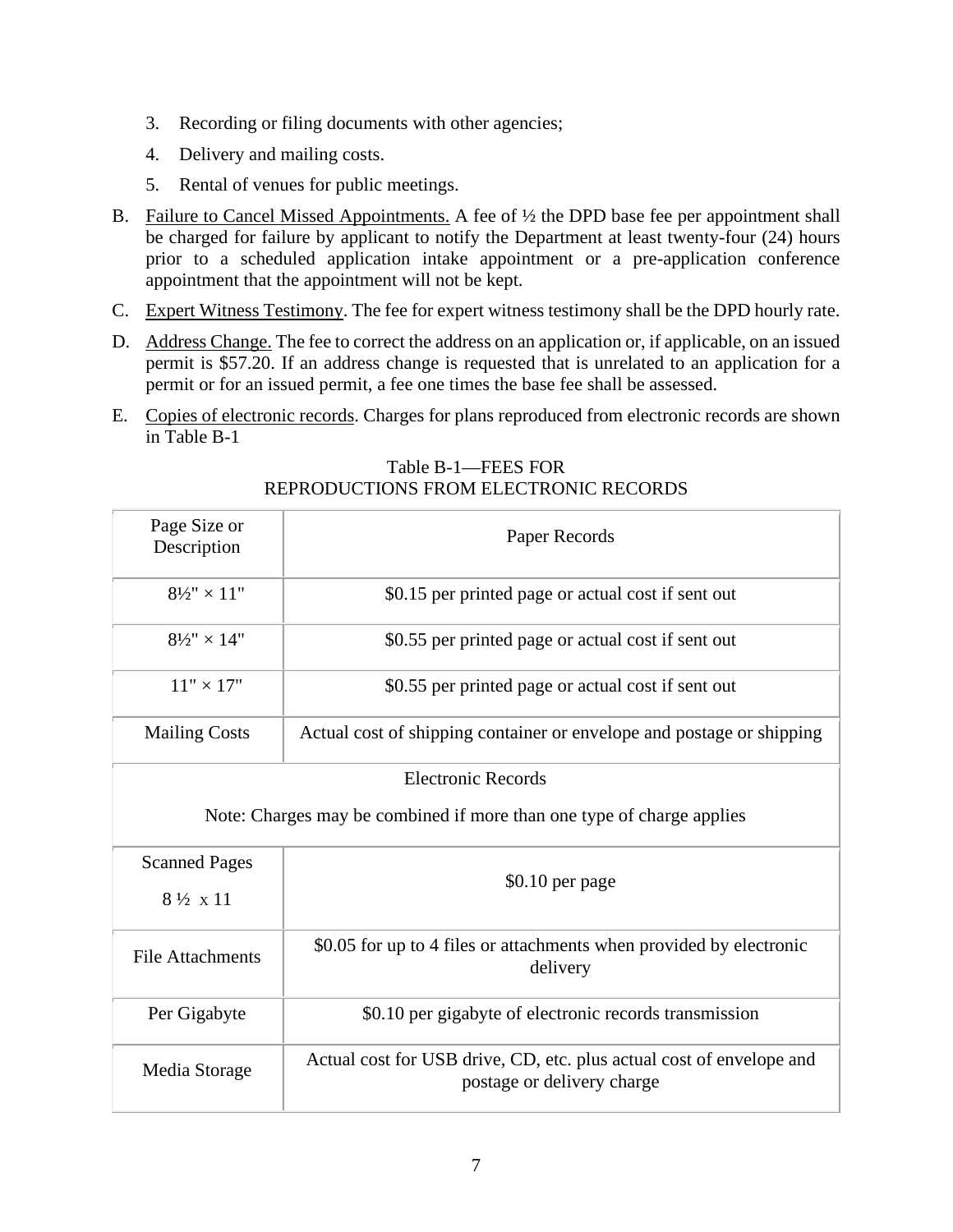3. Recording or filing documents with other agencies;
4. Delivery and mailing costs.
5. Rental of venues for public meetings.

B. Failure to Cancel Missed Appointments. A fee of ½ the DPD base fee per appointment shall be charged for failure by applicant to notify the Department at least twenty-four (24) hours prior to a scheduled application intake appointment or a pre-application conference appointment that the appointment will not be kept.

C. Expert Witness Testimony. The fee for expert witness testimony shall be the DPD hourly rate.

D. Address Change. The fee to correct the address on an application or, if applicable, on an issued permit is $57.20. If an address change is requested that is unrelated to an application for a permit or for an issued permit, a fee one times the base fee shall be assessed.

E. Copies of electronic records. Charges for plans reproduced from electronic records are shown in Table B-1

Table B-1—FEES FOR REPRODUCTIONS FROM ELECTRONIC RECORDS

| Page Size or Description | Paper Records |
|---|---|
| 8½" × 11" | $0.15 per printed page or actual cost if sent out |
| 8½" × 14" | $0.55 per printed page or actual cost if sent out |
| 11" × 17" | $0.55 per printed page or actual cost if sent out |
| Mailing Costs | Actual cost of shipping container or envelope and postage or shipping |
| Electronic Records<br>Note: Charges may be combined if more than one type of charge applies | |
| Scanned Pages<br>8 ½ x 11 | $0.10 per page |
| File Attachments | $0.05 for up to 4 files or attachments when provided by electronic delivery |
| Per Gigabyte | $0.10 per gigabyte of electronic records transmission |
| Media Storage | Actual cost for USB drive, CD, etc. plus actual cost of envelope and postage or delivery charge |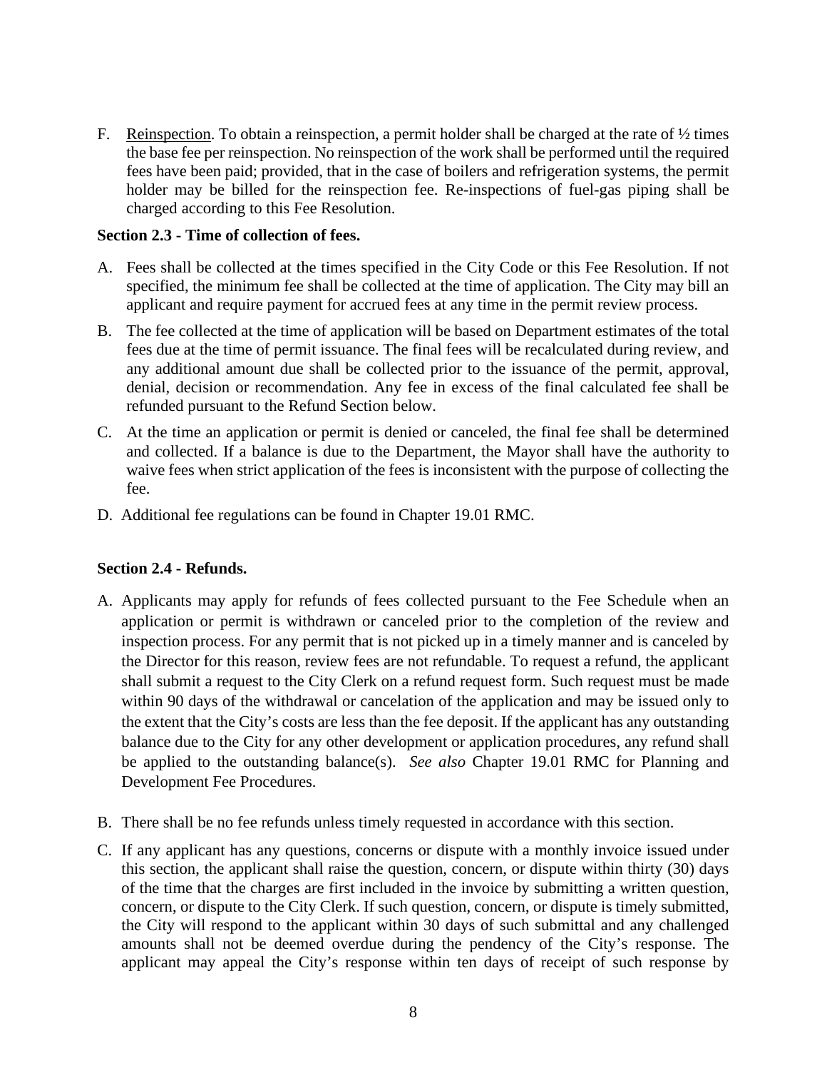F. <u>Reinspection</u>. To obtain a reinspection, a permit holder shall be charged at the rate of ½ times the base fee per reinspection. No reinspection of the work shall be performed until the required fees have been paid; provided, that in the case of boilers and refrigeration systems, the permit holder may be billed for the reinspection fee. Re-inspections of fuel-gas piping shall be charged according to this Fee Resolution.

**Section 2.3 - Time of collection of fees.**

A. Fees shall be collected at the times specified in the City Code or this Fee Resolution. If not specified, the minimum fee shall be collected at the time of application. The City may bill an applicant and require payment for accrued fees at any time in the permit review process.

B. The fee collected at the time of application will be based on Department estimates of the total fees due at the time of permit issuance. The final fees will be recalculated during review, and any additional amount due shall be collected prior to the issuance of the permit, approval, denial, decision or recommendation. Any fee in excess of the final calculated fee shall be refunded pursuant to the Refund Section below.

C. At the time an application or permit is denied or canceled, the final fee shall be determined and collected. If a balance is due to the Department, the Mayor shall have the authority to waive fees when strict application of the fees is inconsistent with the purpose of collecting the fee.

D. Additional fee regulations can be found in Chapter 19.01 RMC.

**Section 2.4 - Refunds.**

A. Applicants may apply for refunds of fees collected pursuant to the Fee Schedule when an application or permit is withdrawn or canceled prior to the completion of the review and inspection process. For any permit that is not picked up in a timely manner and is canceled by the Director for this reason, review fees are not refundable. To request a refund, the applicant shall submit a request to the City Clerk on a refund request form. Such request must be made within 90 days of the withdrawal or cancelation of the application and may be issued only to the extent that the City's costs are less than the fee deposit. If the applicant has any outstanding balance due to the City for any other development or application procedures, any refund shall be applied to the outstanding balance(s). *See also* Chapter 19.01 RMC for Planning and Development Fee Procedures.

B. There shall be no fee refunds unless timely requested in accordance with this section.

C. If any applicant has any questions, concerns or dispute with a monthly invoice issued under this section, the applicant shall raise the question, concern, or dispute within thirty (30) days of the time that the charges are first included in the invoice by submitting a written question, concern, or dispute to the City Clerk. If such question, concern, or dispute is timely submitted, the City will respond to the applicant within 30 days of such submittal and any challenged amounts shall not be deemed overdue during the pendency of the City's response. The applicant may appeal the City's response within ten days of receipt of such response by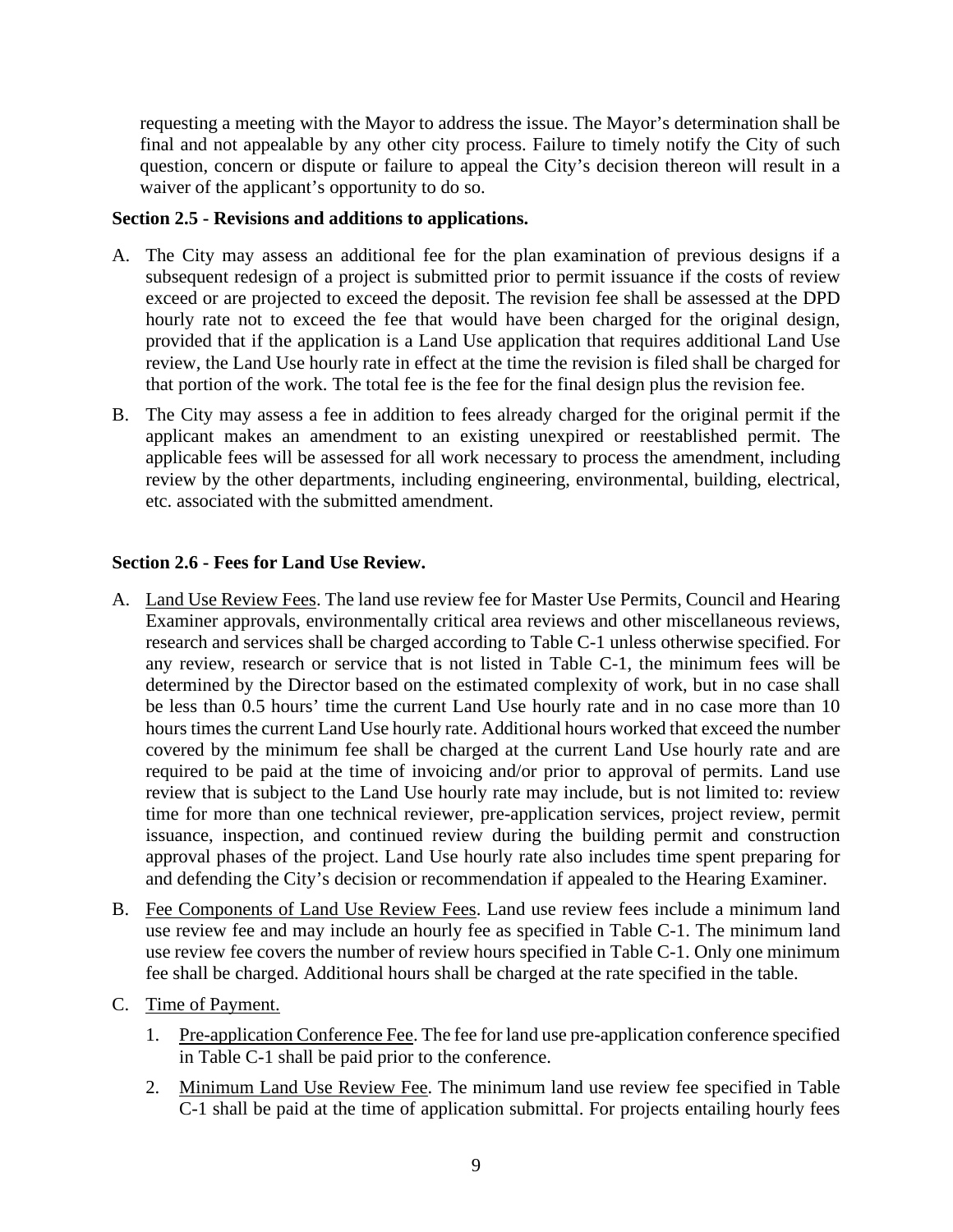requesting a meeting with the Mayor to address the issue. The Mayor's determination shall be final and not appealable by any other city process. Failure to timely notify the City of such question, concern or dispute or failure to appeal the City's decision thereon will result in a waiver of the applicant's opportunity to do so.

**Section 2.5 - Revisions and additions to applications.**

A. The City may assess an additional fee for the plan examination of previous designs if a subsequent redesign of a project is submitted prior to permit issuance if the costs of review exceed or are projected to exceed the deposit. The revision fee shall be assessed at the DPD hourly rate not to exceed the fee that would have been charged for the original design, provided that if the application is a Land Use application that requires additional Land Use review, the Land Use hourly rate in effect at the time the revision is filed shall be charged for that portion of the work. The total fee is the fee for the final design plus the revision fee.

B. The City may assess a fee in addition to fees already charged for the original permit if the applicant makes an amendment to an existing unexpired or reestablished permit. The applicable fees will be assessed for all work necessary to process the amendment, including review by the other departments, including engineering, environmental, building, electrical, etc. associated with the submitted amendment.

**Section 2.6 - Fees for Land Use Review.**

A. Land Use Review Fees. The land use review fee for Master Use Permits, Council and Hearing Examiner approvals, environmentally critical area reviews and other miscellaneous reviews, research and services shall be charged according to Table C-1 unless otherwise specified. For any review, research or service that is not listed in Table C-1, the minimum fees will be determined by the Director based on the estimated complexity of work, but in no case shall be less than 0.5 hours' time the current Land Use hourly rate and in no case more than 10 hours times the current Land Use hourly rate. Additional hours worked that exceed the number covered by the minimum fee shall be charged at the current Land Use hourly rate and are required to be paid at the time of invoicing and/or prior to approval of permits. Land use review that is subject to the Land Use hourly rate may include, but is not limited to: review time for more than one technical reviewer, pre-application services, project review, permit issuance, inspection, and continued review during the building permit and construction approval phases of the project. Land Use hourly rate also includes time spent preparing for and defending the City's decision or recommendation if appealed to the Hearing Examiner.

B. Fee Components of Land Use Review Fees. Land use review fees include a minimum land use review fee and may include an hourly fee as specified in Table C-1. The minimum land use review fee covers the number of review hours specified in Table C-1. Only one minimum fee shall be charged. Additional hours shall be charged at the rate specified in the table.

C. Time of Payment.

   1. Pre-application Conference Fee. The fee for land use pre-application conference specified in Table C-1 shall be paid prior to the conference.

   2. Minimum Land Use Review Fee. The minimum land use review fee specified in Table C-1 shall be paid at the time of application submittal. For projects entailing hourly fees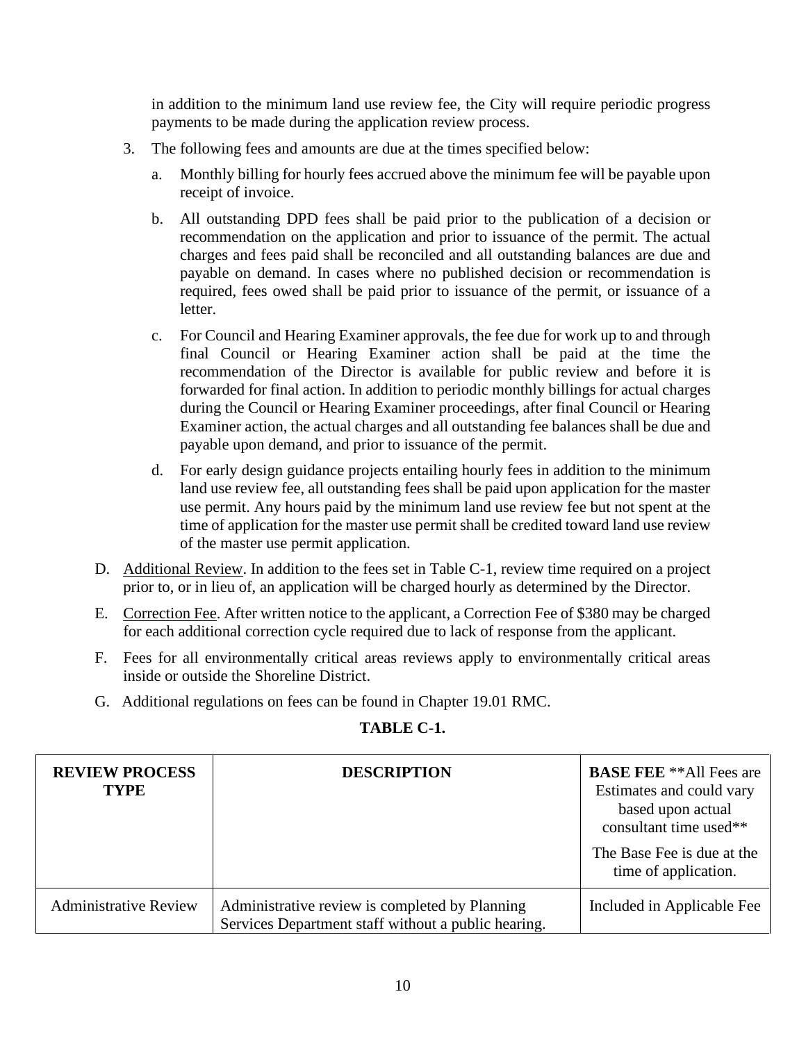in addition to the minimum land use review fee, the City will require periodic progress payments to be made during the application review process.

3. The following fees and amounts are due at the times specified below:

   a. Monthly billing for hourly fees accrued above the minimum fee will be payable upon receipt of invoice.

   b. All outstanding DPD fees shall be paid prior to the publication of a decision or recommendation on the application and prior to issuance of the permit. The actual charges and fees paid shall be reconciled and all outstanding balances are due and payable on demand. In cases where no published decision or recommendation is required, fees owed shall be paid prior to issuance of the permit, or issuance of a letter.

   c. For Council and Hearing Examiner approvals, the fee due for work up to and through final Council or Hearing Examiner action shall be paid at the time the recommendation of the Director is available for public review and before it is forwarded for final action. In addition to periodic monthly billings for actual charges during the Council or Hearing Examiner proceedings, after final Council or Hearing Examiner action, the actual charges and all outstanding fee balances shall be due and payable upon demand, and prior to issuance of the permit.

   d. For early design guidance projects entailing hourly fees in addition to the minimum land use review fee, all outstanding fees shall be paid upon application for the master use permit. Any hours paid by the minimum land use review fee but not spent at the time of application for the master use permit shall be credited toward land use review of the master use permit application.

D. Additional Review. In addition to the fees set in Table C-1, review time required on a project prior to, or in lieu of, an application will be charged hourly as determined by the Director.

E. Correction Fee. After written notice to the applicant, a Correction Fee of $380 may be charged for each additional correction cycle required due to lack of response from the applicant.

F. Fees for all environmentally critical areas reviews apply to environmentally critical areas inside or outside the Shoreline District.

G. Additional regulations on fees can be found in Chapter 19.01 RMC.

**TABLE C-1.**

| **REVIEW PROCESS TYPE** | **DESCRIPTION** | **BASE FEE** **All Fees are Estimates and could vary based upon actual consultant time used** The Base Fee is due at the time of application. |
|---|---|---|
| Administrative Review | Administrative review is completed by Planning Services Department staff without a public hearing. | Included in Applicable Fee |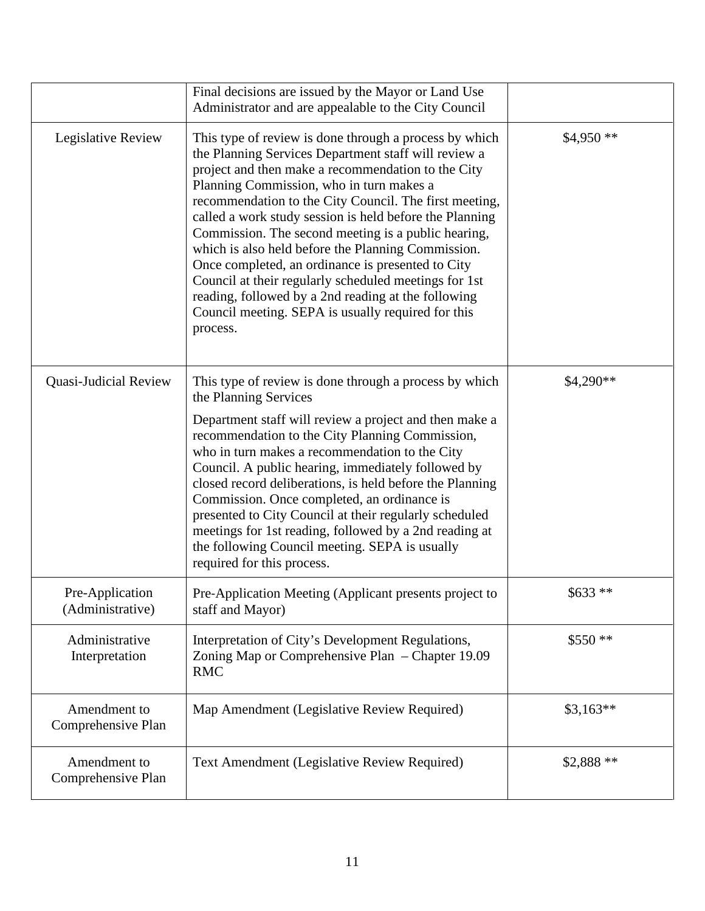| | | |
|---|---|---|
| | Final decisions are issued by the Mayor or Land Use Administrator and are appealable to the City Council | |
| Legislative Review | This type of review is done through a process by which the Planning Services Department staff will review a project and then make a recommendation to the City Planning Commission, who in turn makes a recommendation to the City Council. The first meeting, called a work study session is held before the Planning Commission. The second meeting is a public hearing, which is also held before the Planning Commission. Once completed, an ordinance is presented to City Council at their regularly scheduled meetings for 1st reading, followed by a 2nd reading at the following Council meeting. SEPA is usually required for this process. | $4,950 ** |
| Quasi-Judicial Review | This type of review is done through a process by which the Planning Services<br><br>Department staff will review a project and then make a recommendation to the City Planning Commission, who in turn makes a recommendation to the City Council. A public hearing, immediately followed by closed record deliberations, is held before the Planning Commission. Once completed, an ordinance is presented to City Council at their regularly scheduled meetings for 1st reading, followed by a 2nd reading at the following Council meeting. SEPA is usually required for this process. | $4,290** |
| Pre-Application (Administrative) | Pre-Application Meeting (Applicant presents project to staff and Mayor) | $633 ** |
| Administrative Interpretation | Interpretation of City's Development Regulations, Zoning Map or Comprehensive Plan – Chapter 19.09 RMC | $550 ** |
| Amendment to Comprehensive Plan | Map Amendment (Legislative Review Required) | $3,163** |
| Amendment to Comprehensive Plan | Text Amendment (Legislative Review Required) | $2,888 ** |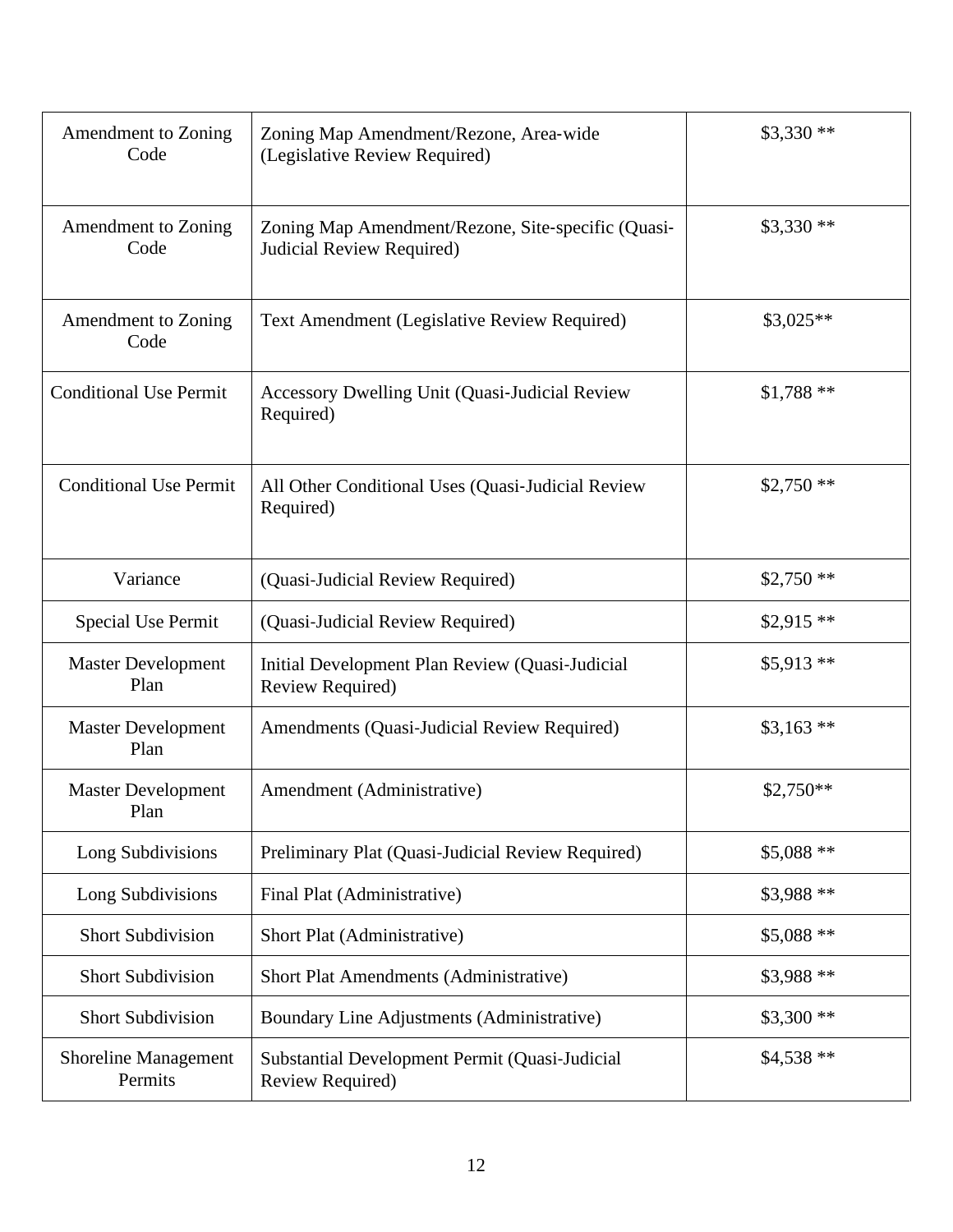| Amendment to Zoning Code | Zoning Map Amendment/Rezone, Area-wide (Legislative Review Required) | $3,330 ** |
|---|---|---|
| Amendment to Zoning Code | Zoning Map Amendment/Rezone, Site-specific (Quasi-Judicial Review Required) | $3,330 ** |
| Amendment to Zoning Code | Text Amendment (Legislative Review Required) | $3,025** |
| Conditional Use Permit | Accessory Dwelling Unit (Quasi-Judicial Review Required) | $1,788 ** |
| Conditional Use Permit | All Other Conditional Uses (Quasi-Judicial Review Required) | $2,750 ** |
| Variance | (Quasi-Judicial Review Required) | $2,750 ** |
| Special Use Permit | (Quasi-Judicial Review Required) | $2,915 ** |
| Master Development Plan | Initial Development Plan Review (Quasi-Judicial Review Required) | $5,913 ** |
| Master Development Plan | Amendments (Quasi-Judicial Review Required) | $3,163 ** |
| Master Development Plan | Amendment (Administrative) | $2,750** |
| Long Subdivisions | Preliminary Plat (Quasi-Judicial Review Required) | $5,088 ** |
| Long Subdivisions | Final Plat (Administrative) | $3,988 ** |
| Short Subdivision | Short Plat (Administrative) | $5,088 ** |
| Short Subdivision | Short Plat Amendments (Administrative) | $3,988 ** |
| Short Subdivision | Boundary Line Adjustments (Administrative) | $3,300 ** |
| Shoreline Management Permits | Substantial Development Permit (Quasi-Judicial Review Required) | $4,538 ** |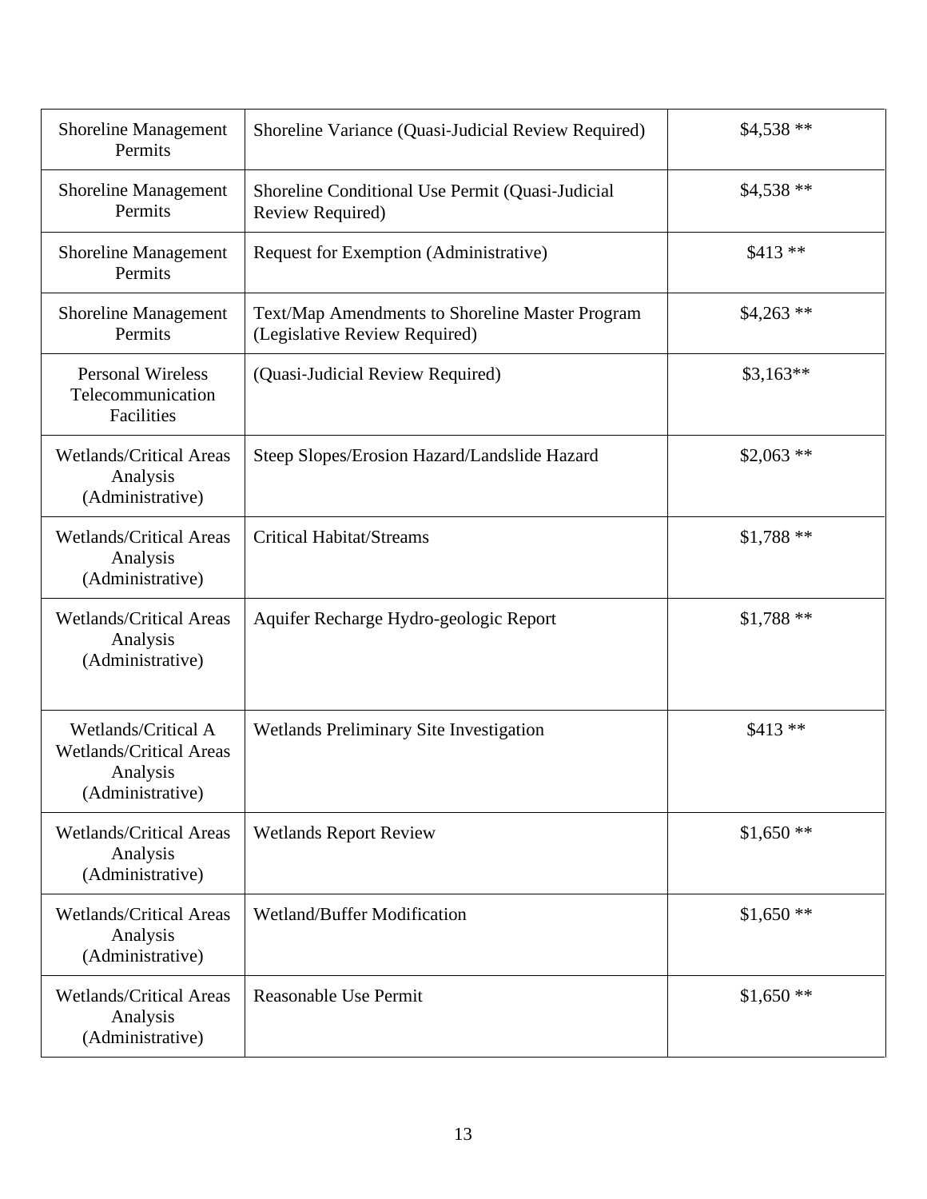| Shoreline Management Permits | Shoreline Variance (Quasi-Judicial Review Required) | $4,538 ** |
|---|---|---|
| Shoreline Management Permits | Shoreline Conditional Use Permit (Quasi-Judicial Review Required) | $4,538 ** |
| Shoreline Management Permits | Request for Exemption (Administrative) | $413 ** |
| Shoreline Management Permits | Text/Map Amendments to Shoreline Master Program (Legislative Review Required) | $4,263 ** |
| Personal Wireless Telecommunication Facilities | (Quasi-Judicial Review Required) | $3,163** |
| Wetlands/Critical Areas Analysis (Administrative) | Steep Slopes/Erosion Hazard/Landslide Hazard | $2,063 ** |
| Wetlands/Critical Areas Analysis (Administrative) | Critical Habitat/Streams | $1,788 ** |
| Wetlands/Critical Areas Analysis (Administrative) | Aquifer Recharge Hydro-geologic Report | $1,788 ** |
| Wetlands/Critical A Wetlands/Critical Areas Analysis (Administrative) | Wetlands Preliminary Site Investigation | $413 ** |
| Wetlands/Critical Areas Analysis (Administrative) | Wetlands Report Review | $1,650 ** |
| Wetlands/Critical Areas Analysis (Administrative) | Wetland/Buffer Modification | $1,650 ** |
| Wetlands/Critical Areas Analysis (Administrative) | Reasonable Use Permit | $1,650 ** |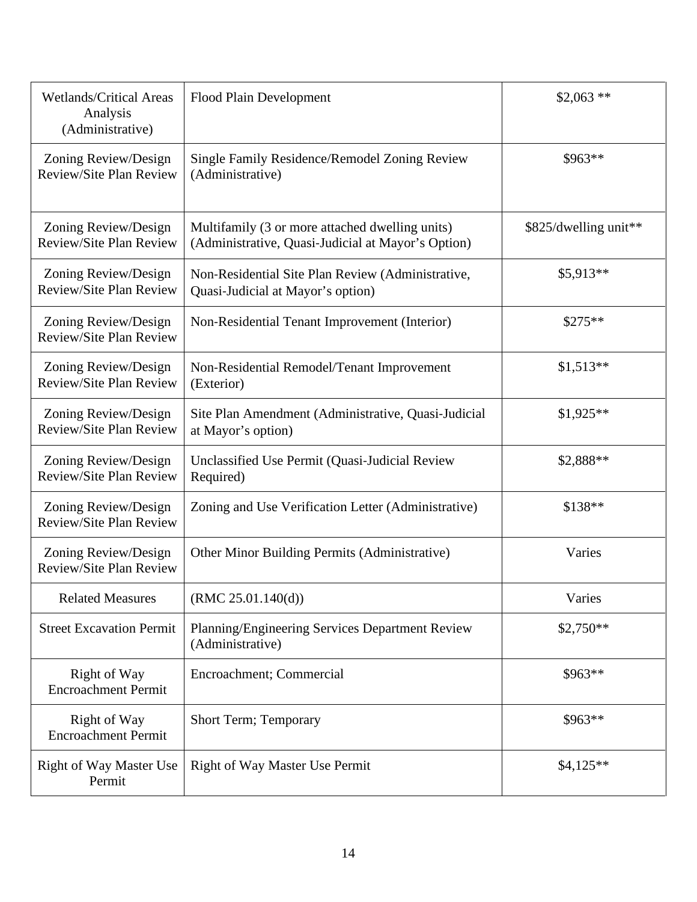| Wetlands/Critical Areas Analysis (Administrative) | Flood Plain Development | $2,063 ** |
|---|---|---|
| Zoning Review/Design Review/Site Plan Review | Single Family Residence/Remodel Zoning Review (Administrative) | $963** |
| Zoning Review/Design Review/Site Plan Review | Multifamily (3 or more attached dwelling units) (Administrative, Quasi-Judicial at Mayor's Option) | $825/dwelling unit** |
| Zoning Review/Design Review/Site Plan Review | Non-Residential Site Plan Review (Administrative, Quasi-Judicial at Mayor's option) | $5,913** |
| Zoning Review/Design Review/Site Plan Review | Non-Residential Tenant Improvement (Interior) | $275** |
| Zoning Review/Design Review/Site Plan Review | Non-Residential Remodel/Tenant Improvement (Exterior) | $1,513** |
| Zoning Review/Design Review/Site Plan Review | Site Plan Amendment (Administrative, Quasi-Judicial at Mayor's option) | $1,925** |
| Zoning Review/Design Review/Site Plan Review | Unclassified Use Permit (Quasi-Judicial Review Required) | $2,888** |
| Zoning Review/Design Review/Site Plan Review | Zoning and Use Verification Letter (Administrative) | $138** |
| Zoning Review/Design Review/Site Plan Review | Other Minor Building Permits (Administrative) | Varies |
| Related Measures | (RMC 25.01.140(d)) | Varies |
| Street Excavation Permit | Planning/Engineering Services Department Review (Administrative) | $2,750** |
| Right of Way Encroachment Permit | Encroachment; Commercial | $963** |
| Right of Way Encroachment Permit | Short Term; Temporary | $963** |
| Right of Way Master Use Permit | Right of Way Master Use Permit | $4,125** |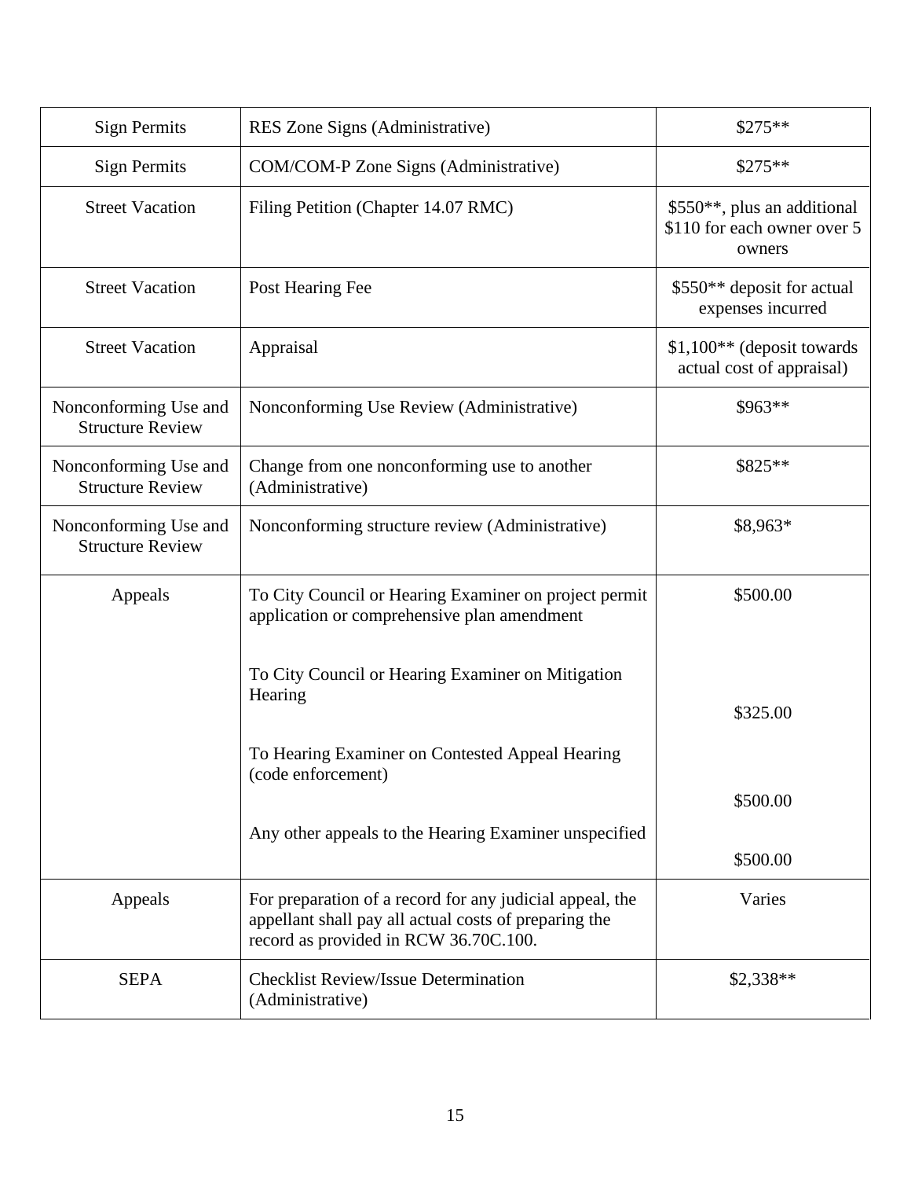| Sign Permits | RES Zone Signs (Administrative) | $275** |
|---|---|---|
| Sign Permits | COM/COM-P Zone Signs (Administrative) | $275** |
| Street Vacation | Filing Petition (Chapter 14.07 RMC) | $550**, plus an additional $110 for each owner over 5 owners |
| Street Vacation | Post Hearing Fee | $550** deposit for actual expenses incurred |
| Street Vacation | Appraisal | $1,100** (deposit towards actual cost of appraisal) |
| Nonconforming Use and Structure Review | Nonconforming Use Review (Administrative) | $963** |
| Nonconforming Use and Structure Review | Change from one nonconforming use to another (Administrative) | $825** |
| Nonconforming Use and Structure Review | Nonconforming structure review (Administrative) | $8,963* |
| Appeals | To City Council or Hearing Examiner on project permit application or comprehensive plan amendment<br><br>To City Council or Hearing Examiner on Mitigation Hearing<br><br>To Hearing Examiner on Contested Appeal Hearing (code enforcement)<br><br>Any other appeals to the Hearing Examiner unspecified | $500.00<br><br>$325.00<br><br>$500.00<br><br>$500.00 |
| Appeals | For preparation of a record for any judicial appeal, the appellant shall pay all actual costs of preparing the record as provided in RCW 36.70C.100. | Varies |
| SEPA | Checklist Review/Issue Determination (Administrative) | $2,338** |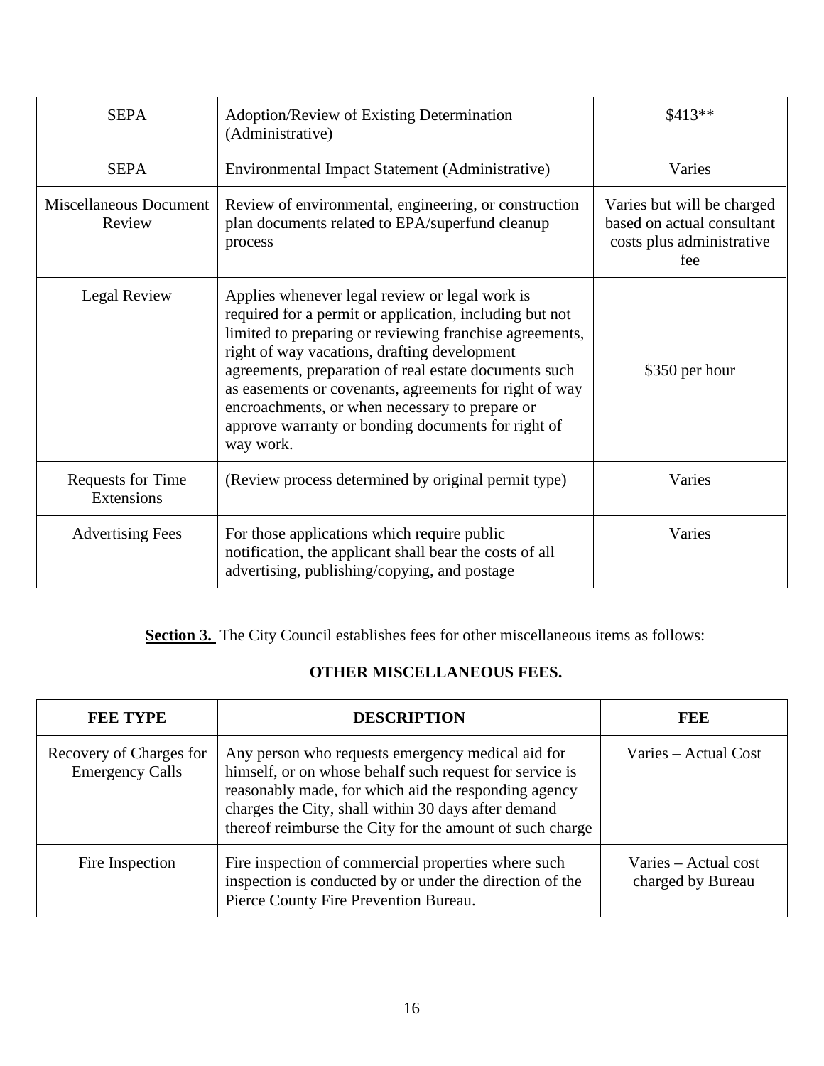| | | |
|---|---|---|
| SEPA | Adoption/Review of Existing Determination (Administrative) | $413** |
| SEPA | Environmental Impact Statement (Administrative) | Varies |
| Miscellaneous Document Review | Review of environmental, engineering, or construction plan documents related to EPA/superfund cleanup process | Varies but will be charged based on actual consultant costs plus administrative fee |
| Legal Review | Applies whenever legal review or legal work is required for a permit or application, including but not limited to preparing or reviewing franchise agreements, right of way vacations, drafting development agreements, preparation of real estate documents such as easements or covenants, agreements for right of way encroachments, or when necessary to prepare or approve warranty or bonding documents for right of way work. | $350 per hour |
| Requests for Time Extensions | (Review process determined by original permit type) | Varies |
| Advertising Fees | For those applications which require public notification, the applicant shall bear the costs of all advertising, publishing/copying, and postage | Varies |

**Section 3.** The City Council establishes fees for other miscellaneous items as follows:

**OTHER MISCELLANEOUS FEES.**

| FEE TYPE | DESCRIPTION | FEE |
|---|---|---|
| Recovery of Charges for Emergency Calls | Any person who requests emergency medical aid for himself, or on whose behalf such request for service is reasonably made, for which aid the responding agency charges the City, shall within 30 days after demand thereof reimburse the City for the amount of such charge | Varies – Actual Cost |
| Fire Inspection | Fire inspection of commercial properties where such inspection is conducted by or under the direction of the Pierce County Fire Prevention Bureau. | Varies – Actual cost charged by Bureau |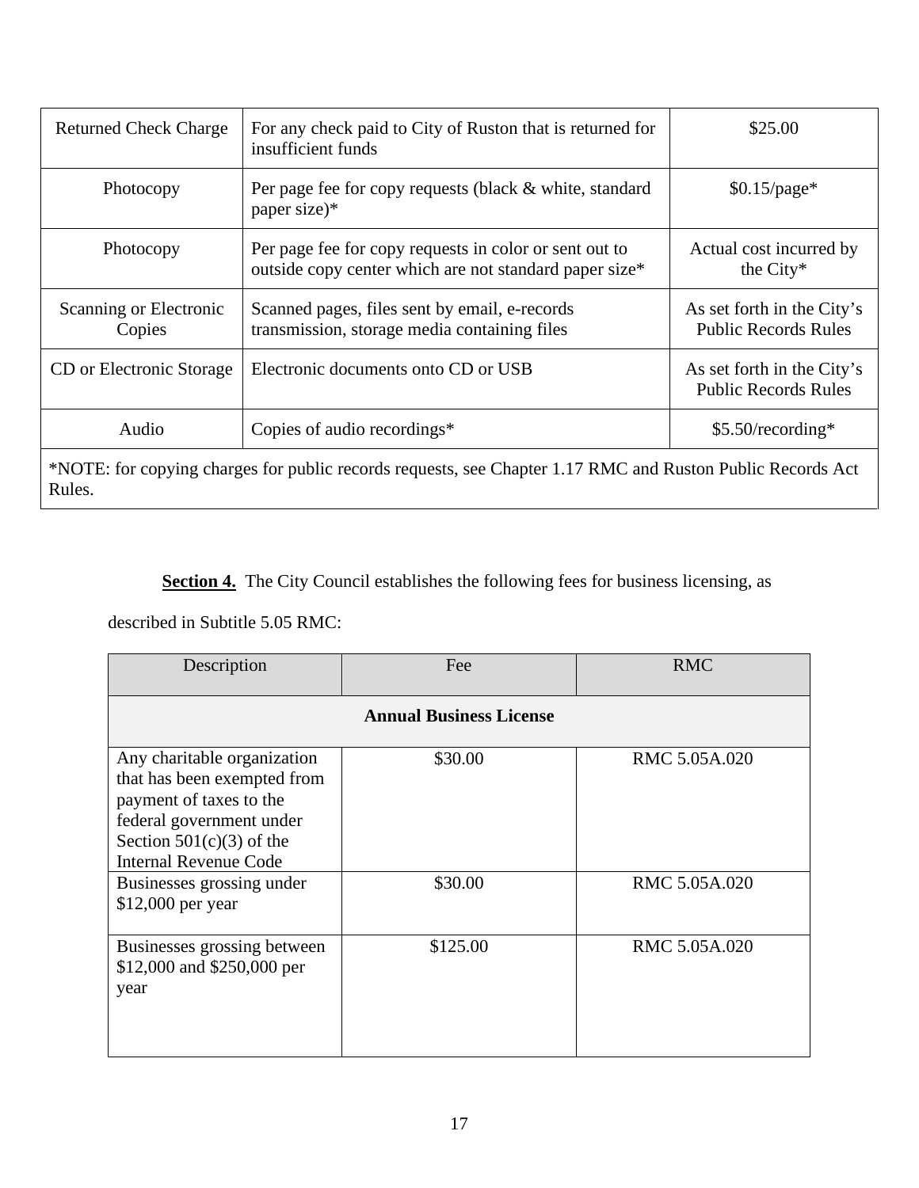| Returned Check Charge | For any check paid to City of Ruston that is returned for insufficient funds | $25.00 |
|---|---|---|
| Photocopy | Per page fee for copy requests (black & white, standard paper size)* | $0.15/page* |
| Photocopy | Per page fee for copy requests in color or sent out to outside copy center which are not standard paper size* | Actual cost incurred by the City* |
| Scanning or Electronic Copies | Scanned pages, files sent by email, e-records transmission, storage media containing files | As set forth in the City's Public Records Rules |
| CD or Electronic Storage | Electronic documents onto CD or USB | As set forth in the City's Public Records Rules |
| Audio | Copies of audio recordings* | $5.50/recording* |
| *NOTE: for copying charges for public records requests, see Chapter 1.17 RMC and Ruston Public Records Act Rules. | | |

**Section 4.** The City Council establishes the following fees for business licensing, as described in Subtitle 5.05 RMC:

| Description | Fee | RMC |
|---|---|---|
| **Annual Business License** | | |
| Any charitable organization that has been exempted from payment of taxes to the federal government under Section 501(c)(3) of the Internal Revenue Code | $30.00 | RMC 5.05A.020 |
| Businesses grossing under $12,000 per year | $30.00 | RMC 5.05A.020 |
| Businesses grossing between $12,000 and $250,000 per year | $125.00 | RMC 5.05A.020 |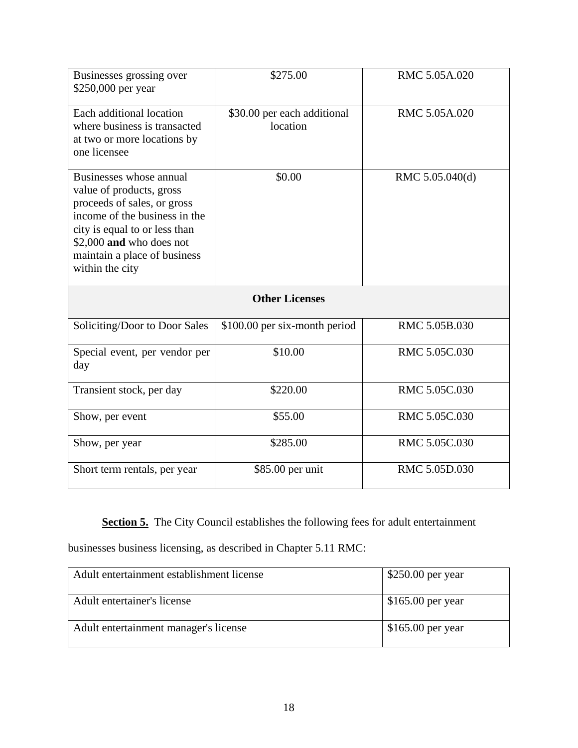| Businesses grossing over $250,000 per year | $275.00 | RMC 5.05A.020 |
|---|---|---|
| Each additional location where business is transacted at two or more locations by one licensee | $30.00 per each additional location | RMC 5.05A.020 |
| Businesses whose annual value of products, gross proceeds of sales, or gross income of the business in the city is equal to or less than $2,000 **and** who does not maintain a place of business within the city | $0.00 | RMC 5.05.040(d) |
| **Other Licenses** | | |
| Soliciting/Door to Door Sales | $100.00 per six-month period | RMC 5.05B.030 |
| Special event, per vendor per day | $10.00 | RMC 5.05C.030 |
| Transient stock, per day | $220.00 | RMC 5.05C.030 |
| Show, per event | $55.00 | RMC 5.05C.030 |
| Show, per year | $285.00 | RMC 5.05C.030 |
| Short term rentals, per year | $85.00 per unit | RMC 5.05D.030 |

**Section 5.** The City Council establishes the following fees for adult entertainment businesses business licensing, as described in Chapter 5.11 RMC:

| Adult entertainment establishment license | $250.00 per year |
|---|---|
| Adult entertainer's license | $165.00 per year |
| Adult entertainment manager's license | $165.00 per year |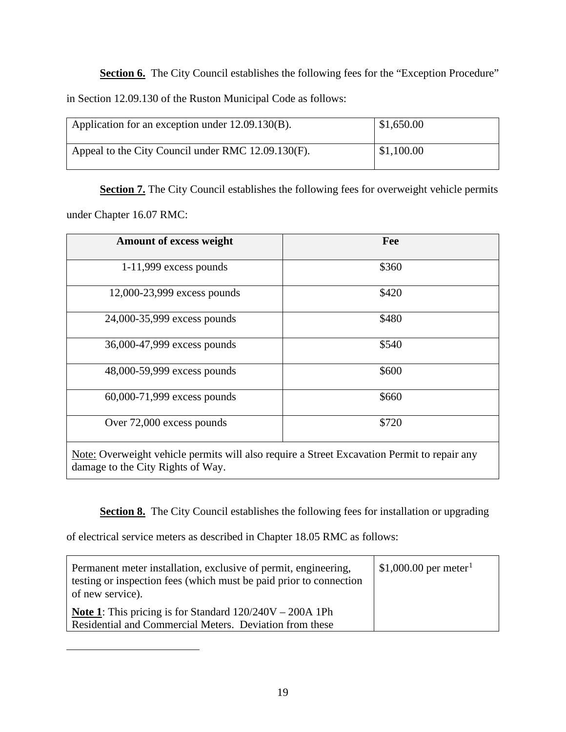**Section 6.** The City Council establishes the following fees for the "Exception Procedure" in Section 12.09.130 of the Ruston Municipal Code as follows:

| | |
|---|---|
| Application for an exception under 12.09.130(B). | $1,650.00 |
| Appeal to the City Council under RMC 12.09.130(F). | $1,100.00 |

**Section 7.** The City Council establishes the following fees for overweight vehicle permits under Chapter 16.07 RMC:

| Amount of excess weight | Fee |
|---|---|
| 1-11,999 excess pounds | $360 |
| 12,000-23,999 excess pounds | $420 |
| 24,000-35,999 excess pounds | $480 |
| 36,000-47,999 excess pounds | $540 |
| 48,000-59,999 excess pounds | $600 |
| 60,000-71,999 excess pounds | $660 |
| Over 72,000 excess pounds | $720 |
| Note: Overweight vehicle permits will also require a Street Excavation Permit to repair any damage to the City Rights of Way. | |

**Section 8.** The City Council establishes the following fees for installation or upgrading of electrical service meters as described in Chapter 18.05 RMC as follows:

| | |
|---|---|
| Permanent meter installation, exclusive of permit, engineering, testing or inspection fees (which must be paid prior to connection of new service).<br><br>**Note 1**: This pricing is for Standard 120/240V – 200A 1Ph Residential and Commercial Meters. Deviation from these | $1,000.00 per meter[1] |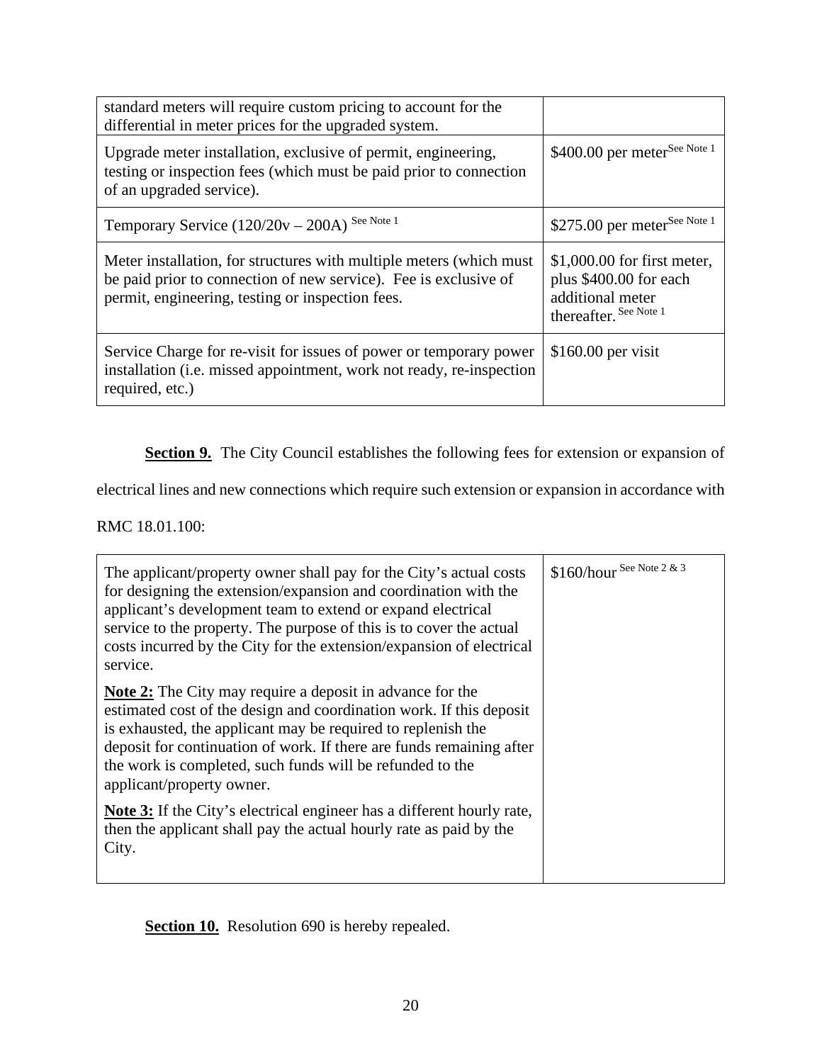| | |
|---|---|
| standard meters will require custom pricing to account for the differential in meter prices for the upgraded system. | |
| Upgrade meter installation, exclusive of permit, engineering, testing or inspection fees (which must be paid prior to connection of an upgraded service). | $400.00 per meter See Note 1 |
| Temporary Service (120/20v – 200A) See Note 1 | $275.00 per meter See Note 1 |
| Meter installation, for structures with multiple meters (which must be paid prior to connection of new service). Fee is exclusive of permit, engineering, testing or inspection fees. | $1,000.00 for first meter, plus $400.00 for each additional meter thereafter. See Note 1 |
| Service Charge for re-visit for issues of power or temporary power installation (i.e. missed appointment, work not ready, re-inspection required, etc.) | $160.00 per visit |

**Section 9.** The City Council establishes the following fees for extension or expansion of electrical lines and new connections which require such extension or expansion in accordance with RMC 18.01.100:

| | |
|---|---|
| The applicant/property owner shall pay for the City's actual costs for designing the extension/expansion and coordination with the applicant's development team to extend or expand electrical service to the property. The purpose of this is to cover the actual costs incurred by the City for the extension/expansion of electrical service.<br><br>**Note 2:** The City may require a deposit in advance for the estimated cost of the design and coordination work. If this deposit is exhausted, the applicant may be required to replenish the deposit for continuation of work. If there are funds remaining after the work is completed, such funds will be refunded to the applicant/property owner.<br><br>**Note 3:** If the City's electrical engineer has a different hourly rate, then the applicant shall pay the actual hourly rate as paid by the City. | $160/hour See Note 2 & 3 |

**Section 10.** Resolution 690 is hereby repealed.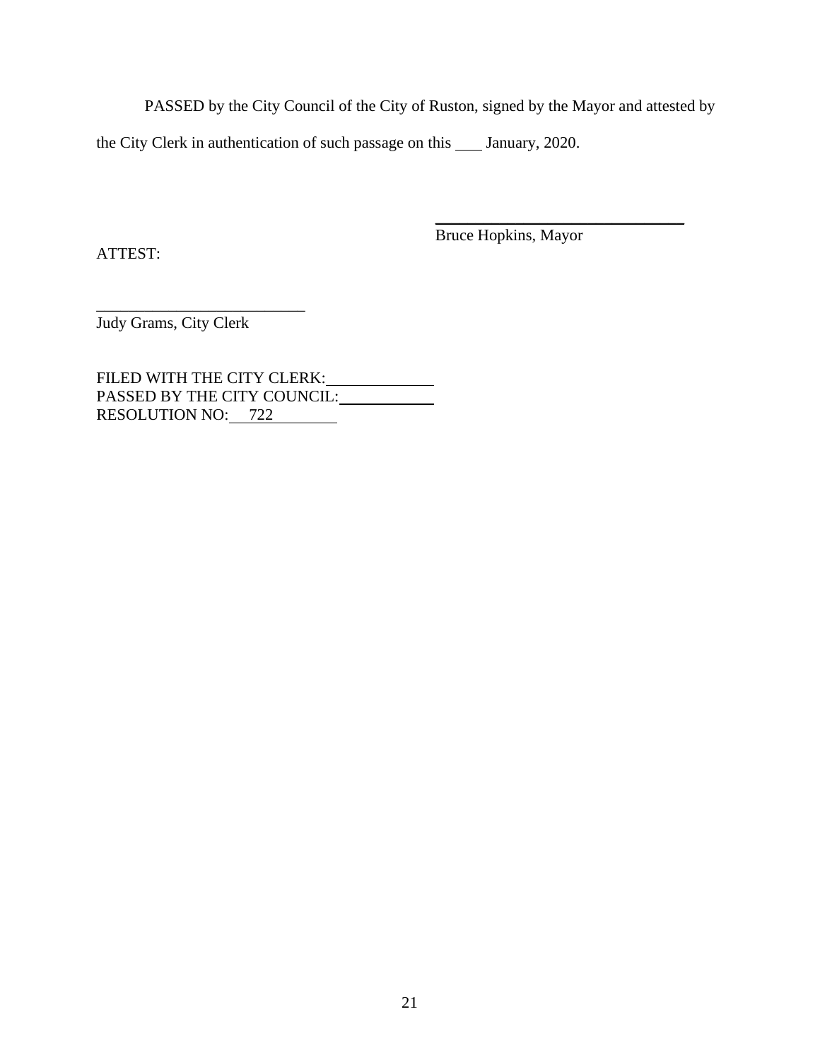PASSED by the City Council of the City of Ruston, signed by the Mayor and attested by the City Clerk in authentication of such passage on this ___ January, 2020.

\_\_\_\_\_\_\_\_\_\_\_\_\_\_\_\_\_\_\_\_\_\_\_\_\_\_\_\_\_\_
Bruce Hopkins, Mayor

ATTEST:

\_\_\_\_\_\_\_\_\_\_\_\_\_\_\_\_\_\_\_\_\_\_\_\_\_\_\_\_
Judy Grams, City Clerk

FILED WITH THE CITY CLERK: \_\_\_\_\_\_\_\_\_\_\_\_
PASSED BY THE CITY COUNCIL: \_\_\_\_\_\_\_\_\_\_\_\_
RESOLUTION NO: 722